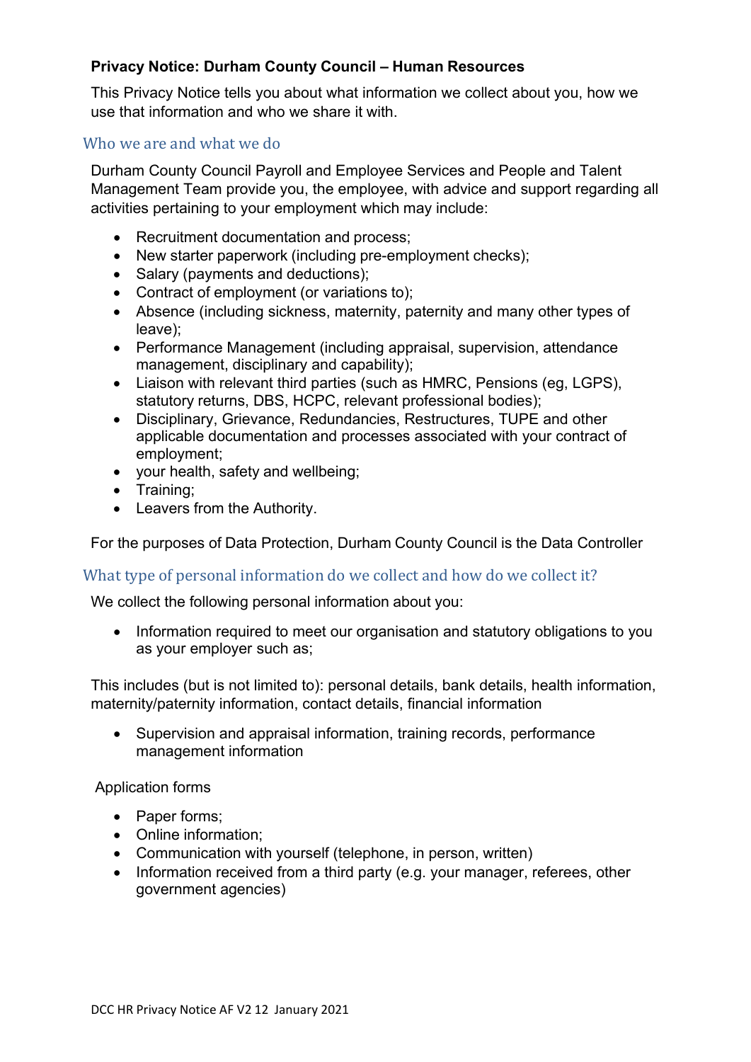**Privacy Notice: Durham County Council – Human Resources**

This Privacy Notice tells you about what information we collect about you, how we use that information and who we share it with.

## Who we are and what we do

Durham County Council Payroll and Employee Services and People and Talent Management Team provide you, the employee, with advice and support regarding all activities pertaining to your employment which may include:

- Recruitment documentation and process;
- New starter paperwork (including pre-employment checks);
- Salary (payments and deductions);
- Contract of employment (or variations to);
- Absence (including sickness, maternity, paternity and many other types of leave);
- Performance Management (including appraisal, supervision, attendance management, disciplinary and capability);
- Liaison with relevant third parties (such as HMRC, Pensions (eg, LGPS), statutory returns, DBS, HCPC, relevant professional bodies);
- Disciplinary, Grievance, Redundancies, Restructures, TUPE and other applicable documentation and processes associated with your contract of employment;
- your health, safety and wellbeing;
- Training;
- Leavers from the Authority.

For the purposes of Data Protection, Durham County Council is the Data Controller

## What type of personal information do we collect and how do we collect it?

We collect the following personal information about you:

- Information required to meet our organisation and statutory obligations to you as your employer such as;

This includes (but is not limited to): personal details, bank details, health information, maternity/paternity information, contact details, financial information

- Supervision and appraisal information, training records, performance management information

Application forms

- Paper forms;
- Online information;
- Communication with yourself (telephone, in person, written)
- Information received from a third party (e.g. your manager, referees, other government agencies)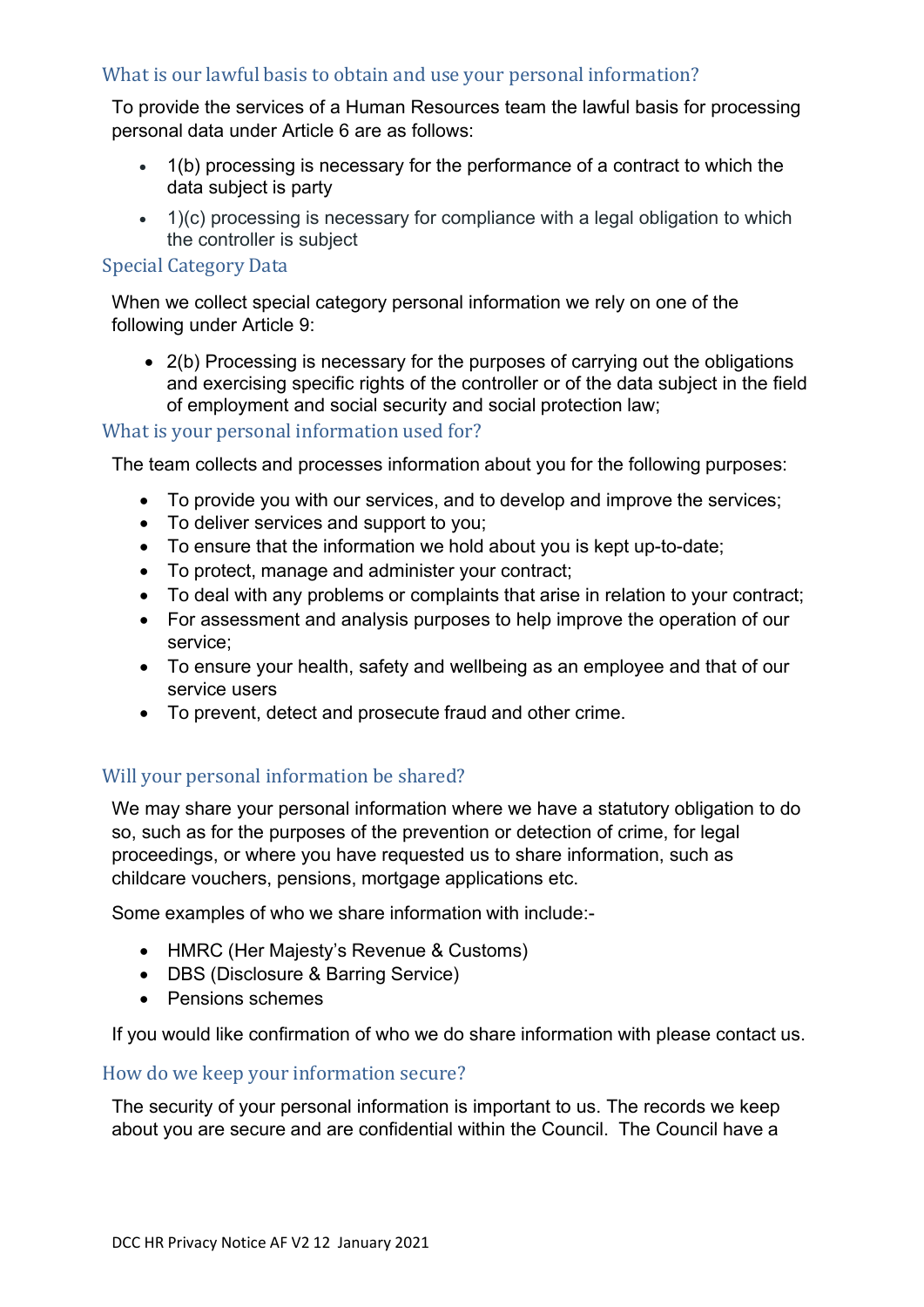## What is our lawful basis to obtain and use your personal information?

To provide the services of a Human Resources team the lawful basis for processing personal data under Article 6 are as follows:

- 1(b) processing is necessary for the performance of a contract to which the data subject is party
- 1)(c) processing is necessary for compliance with a legal obligation to which the controller is subject

## Special Category Data

When we collect special category personal information we rely on one of the following under Article 9:

- 2(b) Processing is necessary for the purposes of carrying out the obligations and exercising specific rights of the controller or of the data subject in the field of employment and social security and social protection law;

## What is your personal information used for?

The team collects and processes information about you for the following purposes:

- To provide you with our services, and to develop and improve the services;
- To deliver services and support to you;
- To ensure that the information we hold about you is kept up-to-date;
- To protect, manage and administer your contract;
- To deal with any problems or complaints that arise in relation to your contract;
- For assessment and analysis purposes to help improve the operation of our service;
- To ensure your health, safety and wellbeing as an employee and that of our service users
- To prevent, detect and prosecute fraud and other crime.

## Will your personal information be shared?

We may share your personal information where we have a statutory obligation to do so, such as for the purposes of the prevention or detection of crime, for legal proceedings, or where you have requested us to share information, such as childcare vouchers, pensions, mortgage applications etc.

Some examples of who we share information with include:-

- HMRC (Her Majesty's Revenue & Customs)
- DBS (Disclosure & Barring Service)
- Pensions schemes

If you would like confirmation of who we do share information with please contact us.

## How do we keep your information secure?

The security of your personal information is important to us. The records we keep about you are secure and are confidential within the Council. The Council have a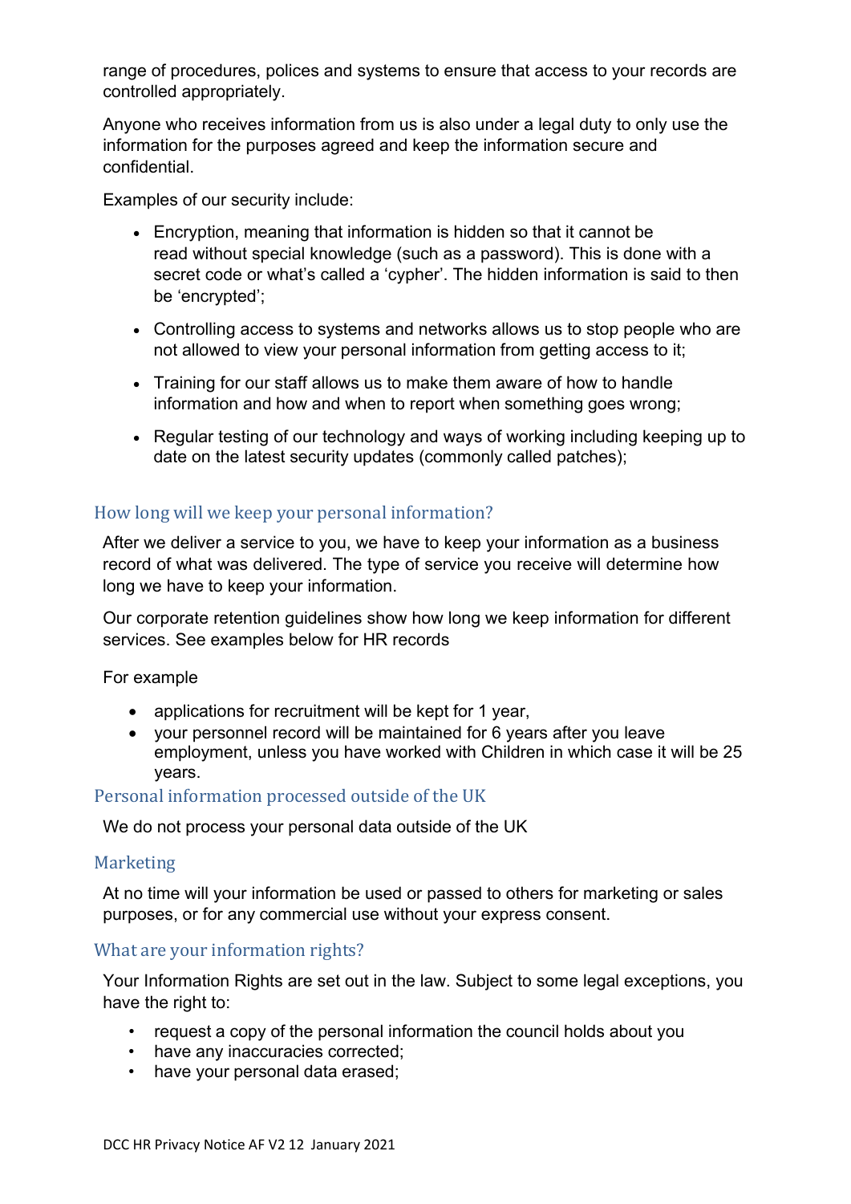range of procedures, polices and systems to ensure that access to your records are controlled appropriately.

Anyone who receives information from us is also under a legal duty to only use the information for the purposes agreed and keep the information secure and confidential.

Examples of our security include:

- Encryption, meaning that information is hidden so that it cannot be read without special knowledge (such as a password). This is done with a secret code or what's called a 'cypher'. The hidden information is said to then be 'encrypted';
- Controlling access to systems and networks allows us to stop people who are not allowed to view your personal information from getting access to it;
- Training for our staff allows us to make them aware of how to handle information and how and when to report when something goes wrong;
- Regular testing of our technology and ways of working including keeping up to date on the latest security updates (commonly called patches);

## How long will we keep your personal information?

After we deliver a service to you, we have to keep your information as a business record of what was delivered. The type of service you receive will determine how long we have to keep your information.

Our corporate retention guidelines show how long we keep information for different services. See examples below for HR records

For example

- applications for recruitment will be kept for 1 year,
- your personnel record will be maintained for 6 years after you leave employment, unless you have worked with Children in which case it will be 25 years.

## Personal information processed outside of the UK

We do not process your personal data outside of the UK

## Marketing

At no time will your information be used or passed to others for marketing or sales purposes, or for any commercial use without your express consent.

## What are your information rights?

Your Information Rights are set out in the law. Subject to some legal exceptions, you have the right to:

- request a copy of the personal information the council holds about you
- have any inaccuracies corrected;
- have your personal data erased;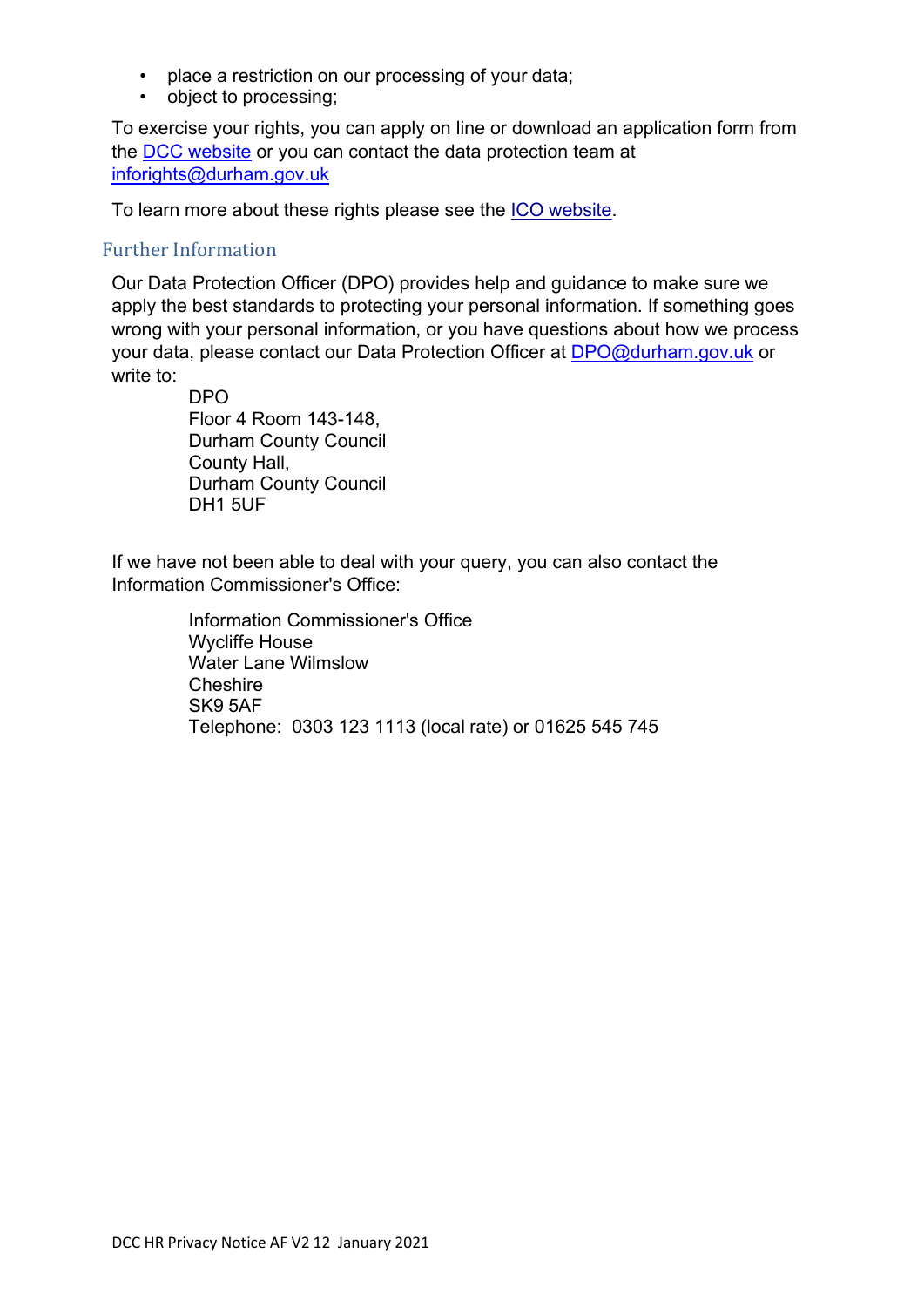- place a restriction on our processing of your data;
- object to processing;

To exercise your rights, you can apply on line or download an application form from the DCC website or you can contact the data protection team at inforights@durham.gov.uk

To learn more about these rights please see the ICO website.

## Further Information

Our Data Protection Officer (DPO) provides help and guidance to make sure we apply the best standards to protecting your personal information. If something goes wrong with your personal information, or you have questions about how we process your data, please contact our Data Protection Officer at DPO@durham.gov.uk or write to:

DPO
Floor 4 Room 143-148,
Durham County Council
County Hall,
Durham County Council
DH1 5UF

If we have not been able to deal with your query, you can also contact the Information Commissioner's Office:

Information Commissioner's Office
Wycliffe House
Water Lane Wilmslow
Cheshire
SK9 5AF
Telephone: 0303 123 1113 (local rate) or 01625 545 745